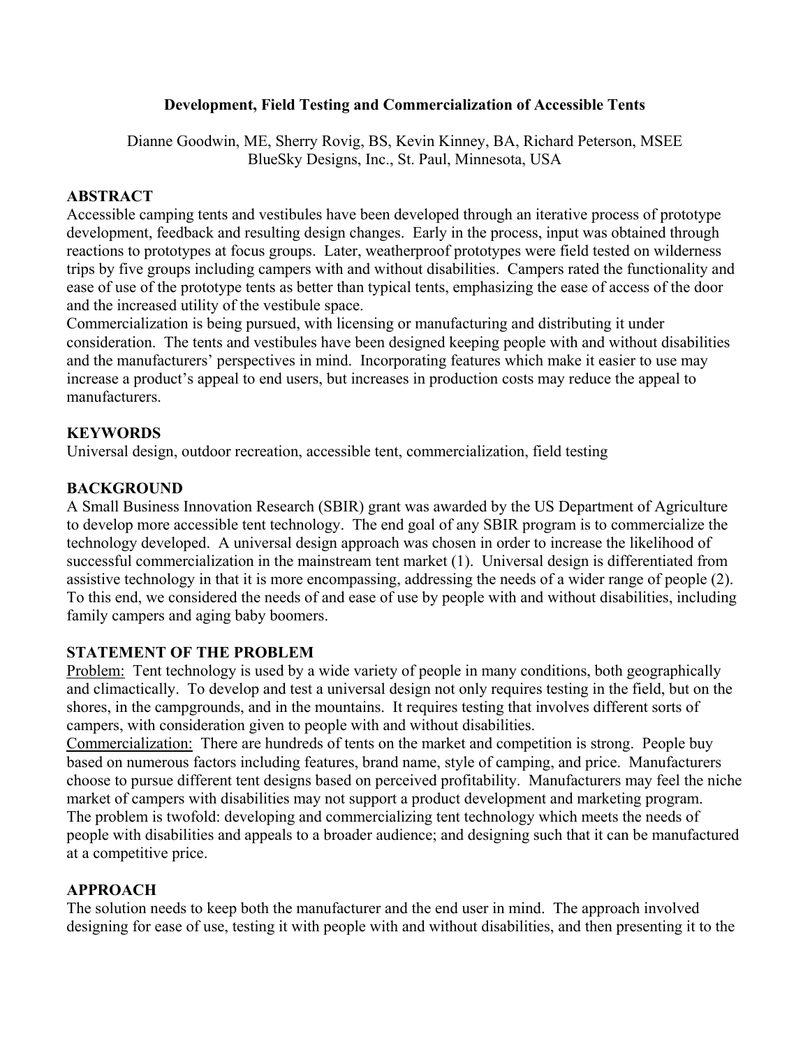# Development, Field Testing and Commercialization of Accessible Tents

Dianne Goodwin, ME, Sherry Rovig, BS, Kevin Kinney, BA, Richard Peterson, MSEE
BlueSky Designs, Inc., St. Paul, Minnesota, USA

## ABSTRACT

Accessible camping tents and vestibules have been developed through an iterative process of prototype development, feedback and resulting design changes. Early in the process, input was obtained through reactions to prototypes at focus groups. Later, weatherproof prototypes were field tested on wilderness trips by five groups including campers with and without disabilities. Campers rated the functionality and ease of use of the prototype tents as better than typical tents, emphasizing the ease of access of the door and the increased utility of the vestibule space.

Commercialization is being pursued, with licensing or manufacturing and distributing it under consideration. The tents and vestibules have been designed keeping people with and without disabilities and the manufacturers' perspectives in mind. Incorporating features which make it easier to use may increase a product's appeal to end users, but increases in production costs may reduce the appeal to manufacturers.

## KEYWORDS

Universal design, outdoor recreation, accessible tent, commercialization, field testing

## BACKGROUND

A Small Business Innovation Research (SBIR) grant was awarded by the US Department of Agriculture to develop more accessible tent technology. The end goal of any SBIR program is to commercialize the technology developed. A universal design approach was chosen in order to increase the likelihood of successful commercialization in the mainstream tent market (1). Universal design is differentiated from assistive technology in that it is more encompassing, addressing the needs of a wider range of people (2). To this end, we considered the needs of and ease of use by people with and without disabilities, including family campers and aging baby boomers.

## STATEMENT OF THE PROBLEM

Problem: Tent technology is used by a wide variety of people in many conditions, both geographically and climactically. To develop and test a universal design not only requires testing in the field, but on the shores, in the campgrounds, and in the mountains. It requires testing that involves different sorts of campers, with consideration given to people with and without disabilities.

Commercialization: There are hundreds of tents on the market and competition is strong. People buy based on numerous factors including features, brand name, style of camping, and price. Manufacturers choose to pursue different tent designs based on perceived profitability. Manufacturers may feel the niche market of campers with disabilities may not support a product development and marketing program.

The problem is twofold: developing and commercializing tent technology which meets the needs of people with disabilities and appeals to a broader audience; and designing such that it can be manufactured at a competitive price.

## APPROACH

The solution needs to keep both the manufacturer and the end user in mind. The approach involved designing for ease of use, testing it with people with and without disabilities, and then presenting it to the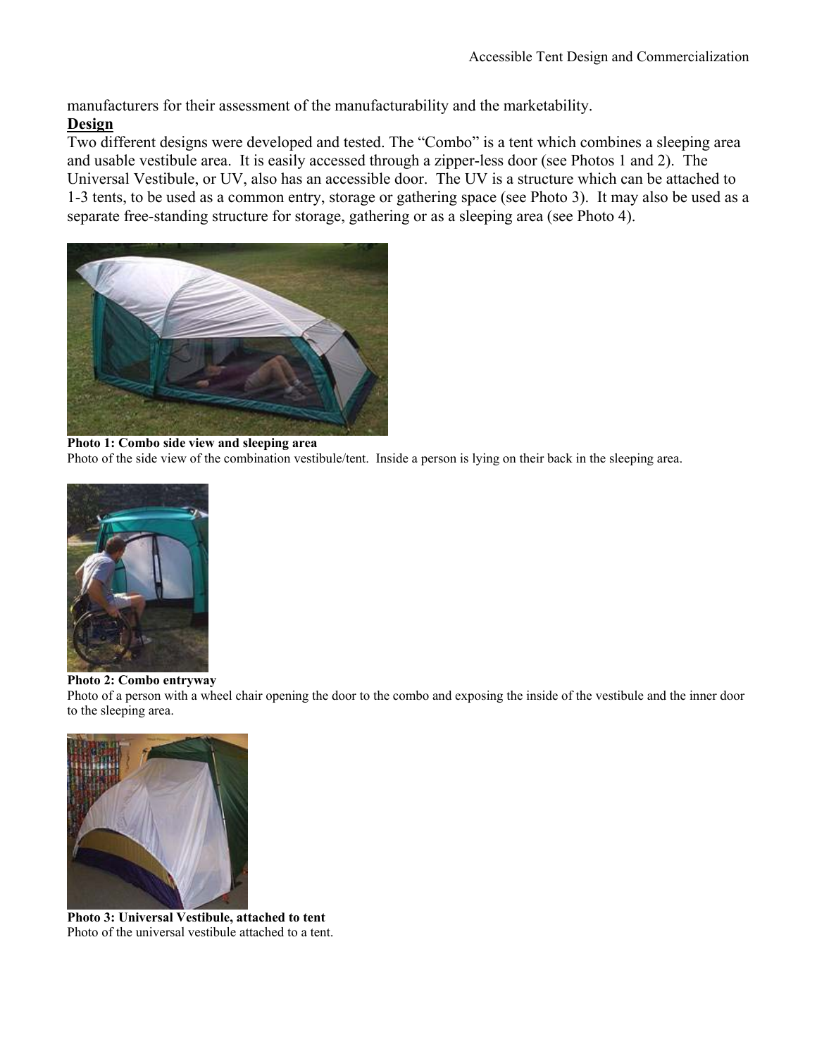manufacturers for their assessment of the manufacturability and the marketability.

## Design

Two different designs were developed and tested. The "Combo" is a tent which combines a sleeping area and usable vestibule area. It is easily accessed through a zipper-less door (see Photos 1 and 2). The Universal Vestibule, or UV, also has an accessible door. The UV is a structure which can be attached to 1-3 tents, to be used as a common entry, storage or gathering space (see Photo 3). It may also be used as a separate free-standing structure for storage, gathering or as a sleeping area (see Photo 4).

**Photo 1: Combo side view and sleeping area**

Photo of the side view of the combination vestibule/tent. Inside a person is lying on their back in the sleeping area.

**Photo 2: Combo entryway**

Photo of a person with a wheel chair opening the door to the combo and exposing the inside of the vestibule and the inner door to the sleeping area.

**Photo 3: Universal Vestibule, attached to tent**

Photo of the universal vestibule attached to a tent.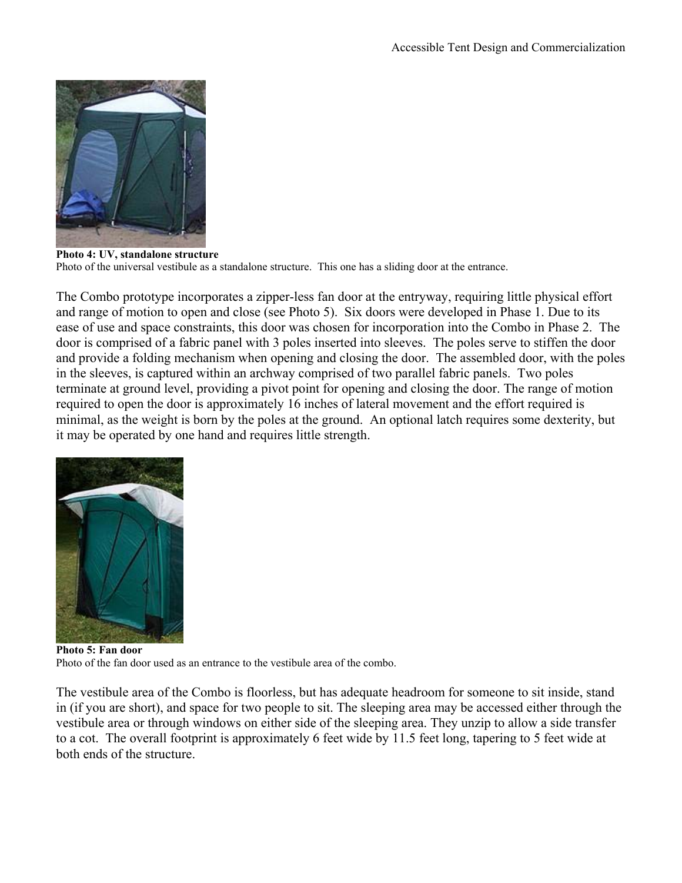**Photo 4: UV, standalone structure**
Photo of the universal vestibule as a standalone structure. This one has a sliding door at the entrance.

The Combo prototype incorporates a zipper-less fan door at the entryway, requiring little physical effort and range of motion to open and close (see Photo 5). Six doors were developed in Phase 1. Due to its ease of use and space constraints, this door was chosen for incorporation into the Combo in Phase 2. The door is comprised of a fabric panel with 3 poles inserted into sleeves. The poles serve to stiffen the door and provide a folding mechanism when opening and closing the door. The assembled door, with the poles in the sleeves, is captured within an archway comprised of two parallel fabric panels. Two poles terminate at ground level, providing a pivot point for opening and closing the door. The range of motion required to open the door is approximately 16 inches of lateral movement and the effort required is minimal, as the weight is born by the poles at the ground. An optional latch requires some dexterity, but it may be operated by one hand and requires little strength.

**Photo 5: Fan door**
Photo of the fan door used as an entrance to the vestibule area of the combo.

The vestibule area of the Combo is floorless, but has adequate headroom for someone to sit inside, stand in (if you are short), and space for two people to sit. The sleeping area may be accessed either through the vestibule area or through windows on either side of the sleeping area. They unzip to allow a side transfer to a cot. The overall footprint is approximately 6 feet wide by 11.5 feet long, tapering to 5 feet wide at both ends of the structure.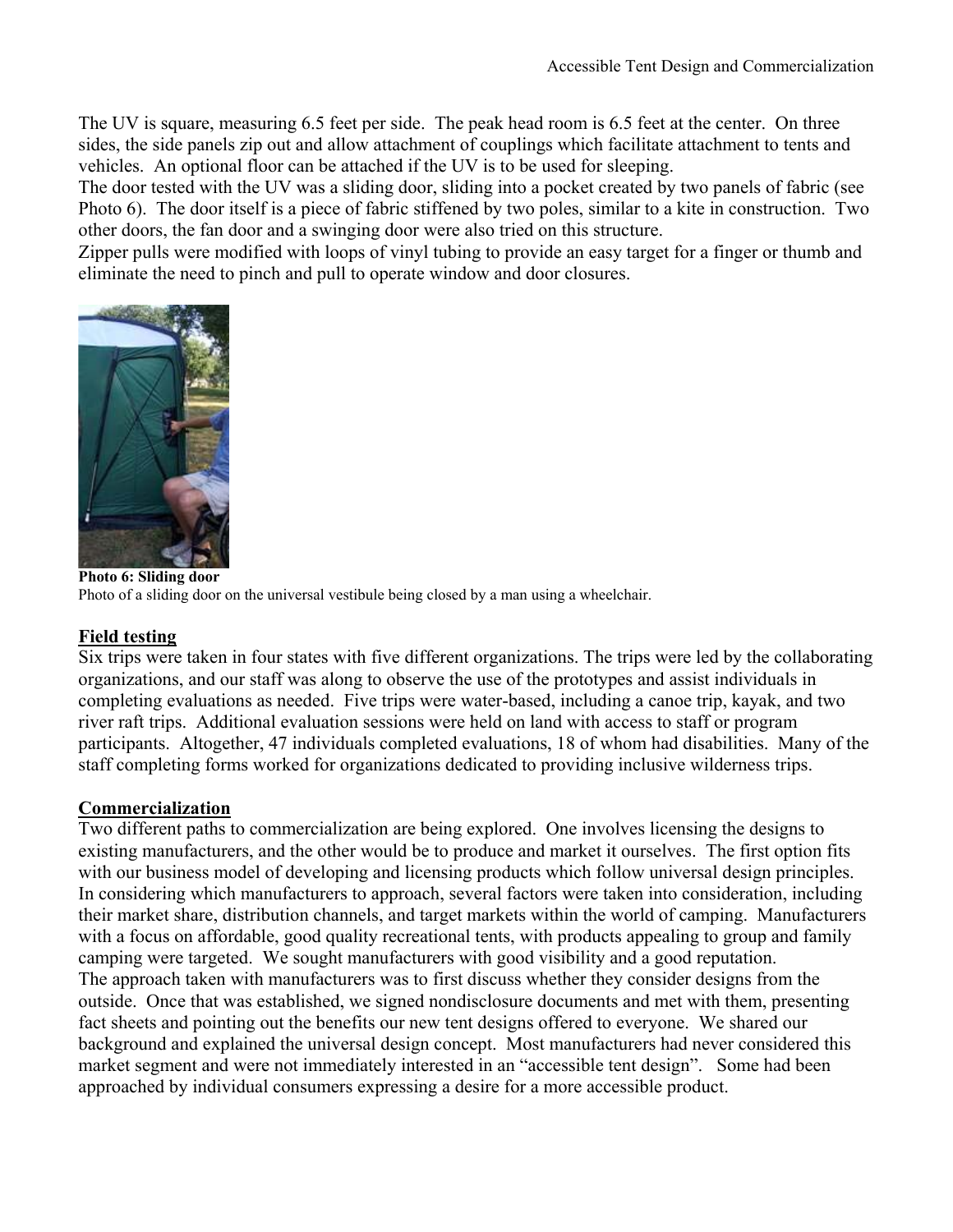The UV is square, measuring 6.5 feet per side. The peak head room is 6.5 feet at the center. On three sides, the side panels zip out and allow attachment of couplings which facilitate attachment to tents and vehicles. An optional floor can be attached if the UV is to be used for sleeping.

The door tested with the UV was a sliding door, sliding into a pocket created by two panels of fabric (see Photo 6). The door itself is a piece of fabric stiffened by two poles, similar to a kite in construction. Two other doors, the fan door and a swinging door were also tried on this structure.

Zipper pulls were modified with loops of vinyl tubing to provide an easy target for a finger or thumb and eliminate the need to pinch and pull to operate window and door closures.

**Photo 6: Sliding door**

Photo of a sliding door on the universal vestibule being closed by a man using a wheelchair.

## Field testing

Six trips were taken in four states with five different organizations. The trips were led by the collaborating organizations, and our staff was along to observe the use of the prototypes and assist individuals in completing evaluations as needed. Five trips were water-based, including a canoe trip, kayak, and two river raft trips. Additional evaluation sessions were held on land with access to staff or program participants. Altogether, 47 individuals completed evaluations, 18 of whom had disabilities. Many of the staff completing forms worked for organizations dedicated to providing inclusive wilderness trips.

## Commercialization

Two different paths to commercialization are being explored. One involves licensing the designs to existing manufacturers, and the other would be to produce and market it ourselves. The first option fits with our business model of developing and licensing products which follow universal design principles. In considering which manufacturers to approach, several factors were taken into consideration, including their market share, distribution channels, and target markets within the world of camping. Manufacturers with a focus on affordable, good quality recreational tents, with products appealing to group and family camping were targeted. We sought manufacturers with good visibility and a good reputation.

The approach taken with manufacturers was to first discuss whether they consider designs from the outside. Once that was established, we signed nondisclosure documents and met with them, presenting fact sheets and pointing out the benefits our new tent designs offered to everyone. We shared our background and explained the universal design concept. Most manufacturers had never considered this market segment and were not immediately interested in an "accessible tent design". Some had been approached by individual consumers expressing a desire for a more accessible product.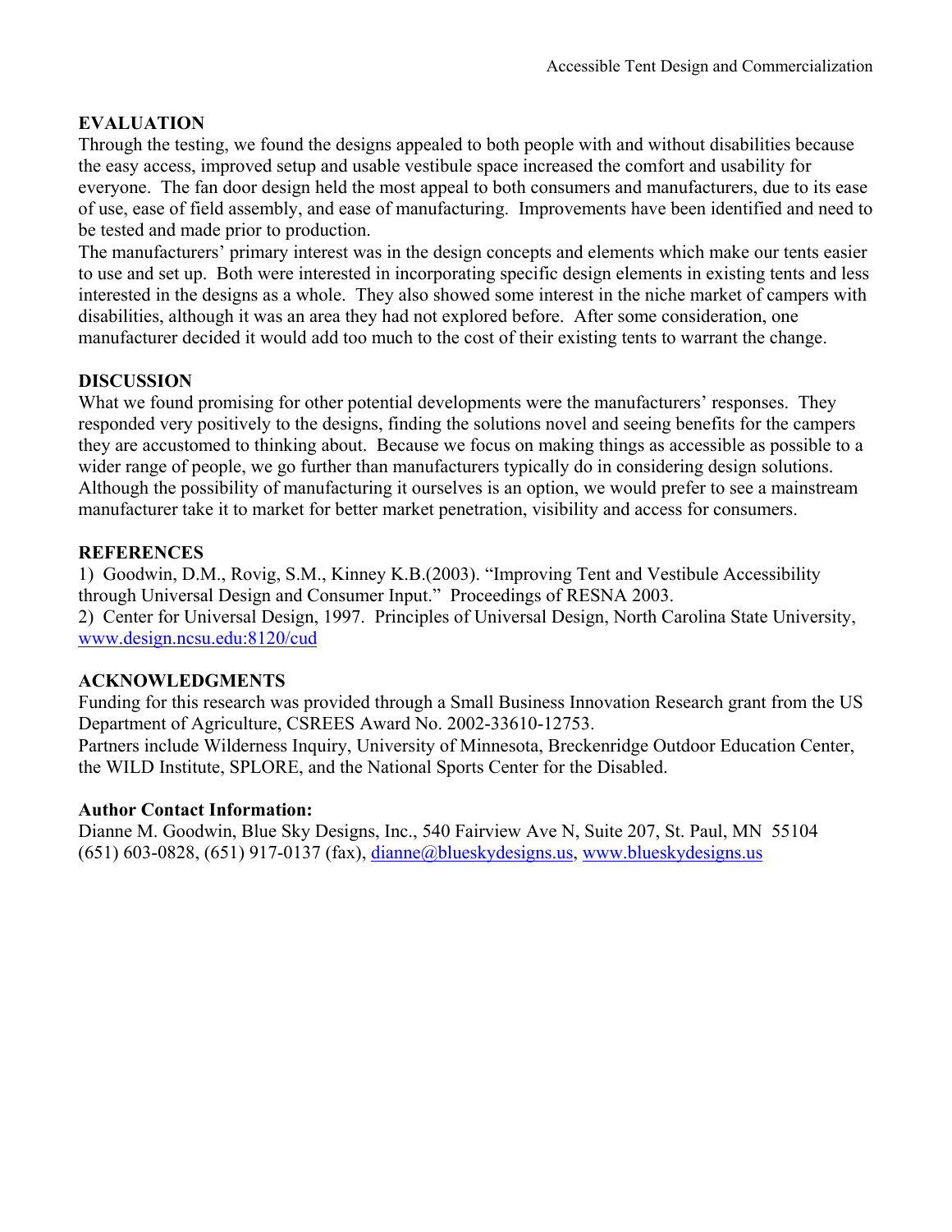## EVALUATION

Through the testing, we found the designs appealed to both people with and without disabilities because the easy access, improved setup and usable vestibule space increased the comfort and usability for everyone. The fan door design held the most appeal to both consumers and manufacturers, due to its ease of use, ease of field assembly, and ease of manufacturing. Improvements have been identified and need to be tested and made prior to production.

The manufacturers' primary interest was in the design concepts and elements which make our tents easier to use and set up. Both were interested in incorporating specific design elements in existing tents and less interested in the designs as a whole. They also showed some interest in the niche market of campers with disabilities, although it was an area they had not explored before. After some consideration, one manufacturer decided it would add too much to the cost of their existing tents to warrant the change.

## DISCUSSION

What we found promising for other potential developments were the manufacturers' responses. They responded very positively to the designs, finding the solutions novel and seeing benefits for the campers they are accustomed to thinking about. Because we focus on making things as accessible as possible to a wider range of people, we go further than manufacturers typically do in considering design solutions. Although the possibility of manufacturing it ourselves is an option, we would prefer to see a mainstream manufacturer take it to market for better market penetration, visibility and access for consumers.

## REFERENCES

1) Goodwin, D.M., Rovig, S.M., Kinney K.B.(2003). "Improving Tent and Vestibule Accessibility through Universal Design and Consumer Input." Proceedings of RESNA 2003.

2) Center for Universal Design, 1997. Principles of Universal Design, North Carolina State University, www.design.ncsu.edu:8120/cud

## ACKNOWLEDGMENTS

Funding for this research was provided through a Small Business Innovation Research grant from the US Department of Agriculture, CSREES Award No. 2002-33610-12753.

Partners include Wilderness Inquiry, University of Minnesota, Breckenridge Outdoor Education Center, the WILD Institute, SPLORE, and the National Sports Center for the Disabled.

**Author Contact Information:**

Dianne M. Goodwin, Blue Sky Designs, Inc., 540 Fairview Ave N, Suite 207, St. Paul, MN 55104
(651) 603-0828, (651) 917-0137 (fax), dianne@blueskydesigns.us, www.blueskydesigns.us